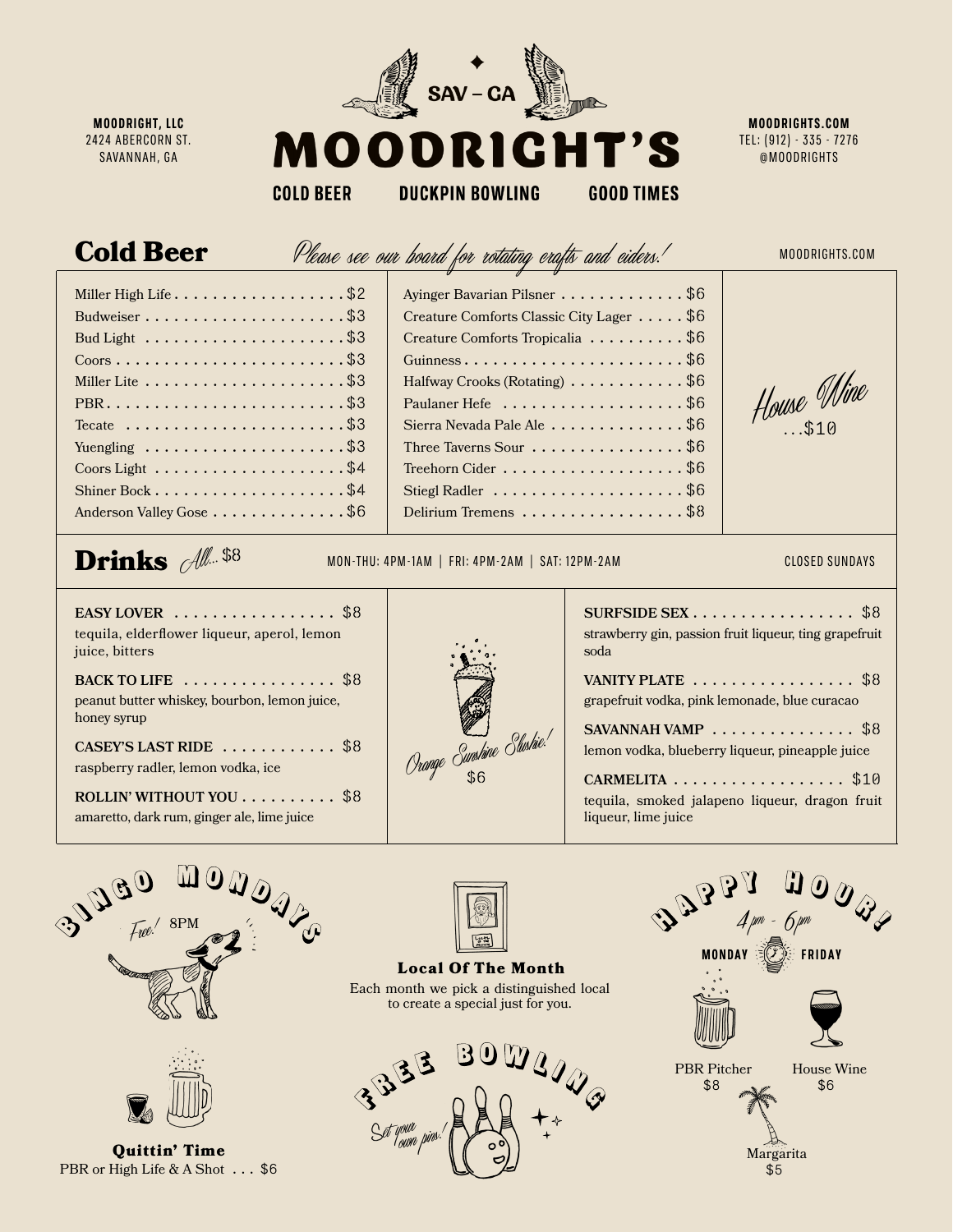**MOODRIGHT, LLC**
2424 ABERCORN ST.
SAVANNAH, GA

SAV – CA

# MOODRIGHT'S

**COLD BEER** **DUCKPIN BOWLING** **GOOD TIMES**

**MOODRIGHTS.COM**
TEL: (912) - 335 - 7276
@MOODRIGHTS

## Cold Beer

*Please see our board for rotating crafts and ciders!*

MOODRIGHTS.COM

| Beer | Price |
|---|---|
| Miller High Life | $2 |
| Budweiser | $3 |
| Bud Light | $3 |
| Coors | $3 |
| Miller Lite | $3 |
| PBR | $3 |
| Tecate | $3 |
| Yuengling | $3 |
| Coors Light | $4 |
| Shiner Bock | $4 |
| Anderson Valley Gose | $6 |
| Ayinger Bavarian Pilsner | $6 |
| Creature Comforts Classic City Lager | $6 |
| Creature Comforts Tropicalia | $6 |
| Guinness | $6 |
| Halfway Crooks (Rotating) | $6 |
| Paulaner Hefe | $6 |
| Sierra Nevada Pale Ale | $6 |
| Three Taverns Sour | $6 |
| Treehorn Cider | $6 |
| Stiegl Radler | $6 |
| Delirium Tremens | $8 |

*House Wine* ...$10

## Drinks *All...* $8

MON-THU: 4PM-1AM | FRI: 4PM-2AM | SAT: 12PM-2AM

CLOSED SUNDAYS

**EASY LOVER** . . . . . $8
tequila, elderflower liqueur, aperol, lemon juice, bitters

**BACK TO LIFE** . . . . . $8
peanut butter whiskey, bourbon, lemon juice, honey syrup

**CASEY'S LAST RIDE** . . . . . $8
raspberry radler, lemon vodka, ice

**ROLLIN' WITHOUT YOU** . . . . . $8
amaretto, dark rum, ginger ale, lime juice

*Orange Sunshine Slushie!* $6

**SURFSIDE SEX** . . . . . $8
strawberry gin, passion fruit liqueur, ting grapefruit soda

**VANITY PLATE** . . . . . $8
grapefruit vodka, pink lemonade, blue curacao

**SAVANNAH VAMP** . . . . . $8
lemon vodka, blueberry liqueur, pineapple juice

**CARMELITA** . . . . . $10
tequila, smoked jalapeno liqueur, dragon fruit liqueur, lime juice

### BINGO MONDAYS

*Free!* 8PM

### Quittin' Time

PBR or High Life & A Shot . . . $6

### Local Of The Month

Each month we pick a distinguished local to create a special just for you.

### FREE BOWLING

*Set your own pins!*

### HAPPY HOUR!

*4pm - 6pm*

**MONDAY – FRIDAY**

PBR Pitcher $8

House Wine $6

Margarita $5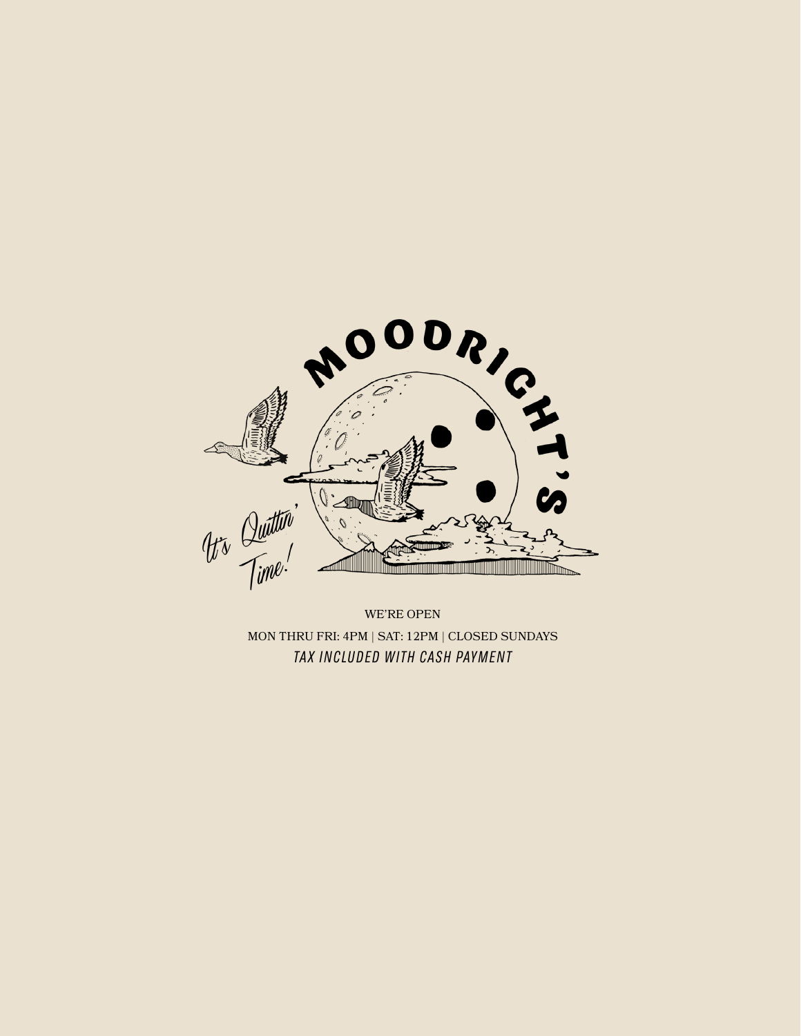MOODRIGHT'S

It's Quittin' Time!

WE'RE OPEN

MON THRU FRI: 4PM | SAT: 12PM | CLOSED SUNDAYS

*TAX INCLUDED WITH CASH PAYMENT*